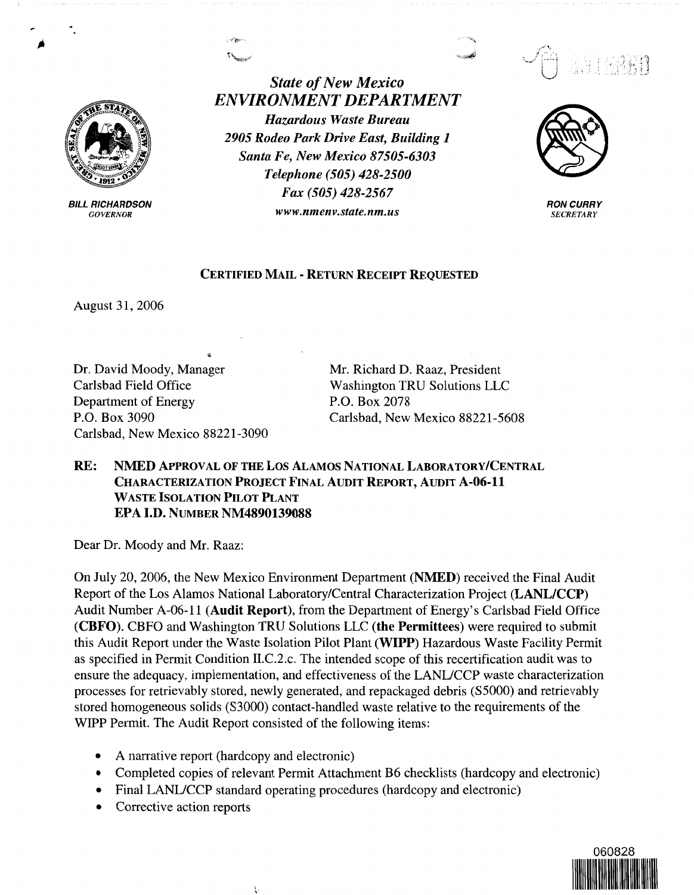*State of New Mexico*
*ENVIRONMENT DEPARTMENT*
*Hazardous Waste Bureau*
*2905 Rodeo Park Drive East, Building 1*
*Santa Fe, New Mexico 87505-6303*
*Telephone (505) 428-2500*
*Fax (505) 428-2567*
*www.nmenv.state.nm.us*

**BILL RICHARDSON**
*GOVERNOR*

**RON CURRY**
*SECRETARY*

**CERTIFIED MAIL - RETURN RECEIPT REQUESTED**

August 31, 2006

Dr. David Moody, Manager
Carlsbad Field Office
Department of Energy
P.O. Box 3090
Carlsbad, New Mexico 88221-3090

Mr. Richard D. Raaz, President
Washington TRU Solutions LLC
P.O. Box 2078
Carlsbad, New Mexico 88221-5608

**RE: NMED APPROVAL OF THE LOS ALAMOS NATIONAL LABORATORY/CENTRAL CHARACTERIZATION PROJECT FINAL AUDIT REPORT, AUDIT A-06-11**
**WASTE ISOLATION PILOT PLANT**
**EPA I.D. NUMBER NM4890139088**

Dear Dr. Moody and Mr. Raaz:

On July 20, 2006, the New Mexico Environment Department (**NMED**) received the Final Audit Report of the Los Alamos National Laboratory/Central Characterization Project (**LANL/CCP**) Audit Number A-06-11 (**Audit Report**), from the Department of Energy's Carlsbad Field Office (**CBFO**). CBFO and Washington TRU Solutions LLC (**the Permittees**) were required to submit this Audit Report under the Waste Isolation Pilot Plant (**WIPP**) Hazardous Waste Facility Permit as specified in Permit Condition II.C.2.c. The intended scope of this recertification audit was to ensure the adequacy, implementation, and effectiveness of the LANL/CCP waste characterization processes for retrievably stored, newly generated, and repackaged debris (S5000) and retrievably stored homogeneous solids (S3000) contact-handled waste relative to the requirements of the WIPP Permit. The Audit Report consisted of the following items:

- A narrative report (hardcopy and electronic)
- Completed copies of relevant Permit Attachment B6 checklists (hardcopy and electronic)
- Final LANL/CCP standard operating procedures (hardcopy and electronic)
- Corrective action reports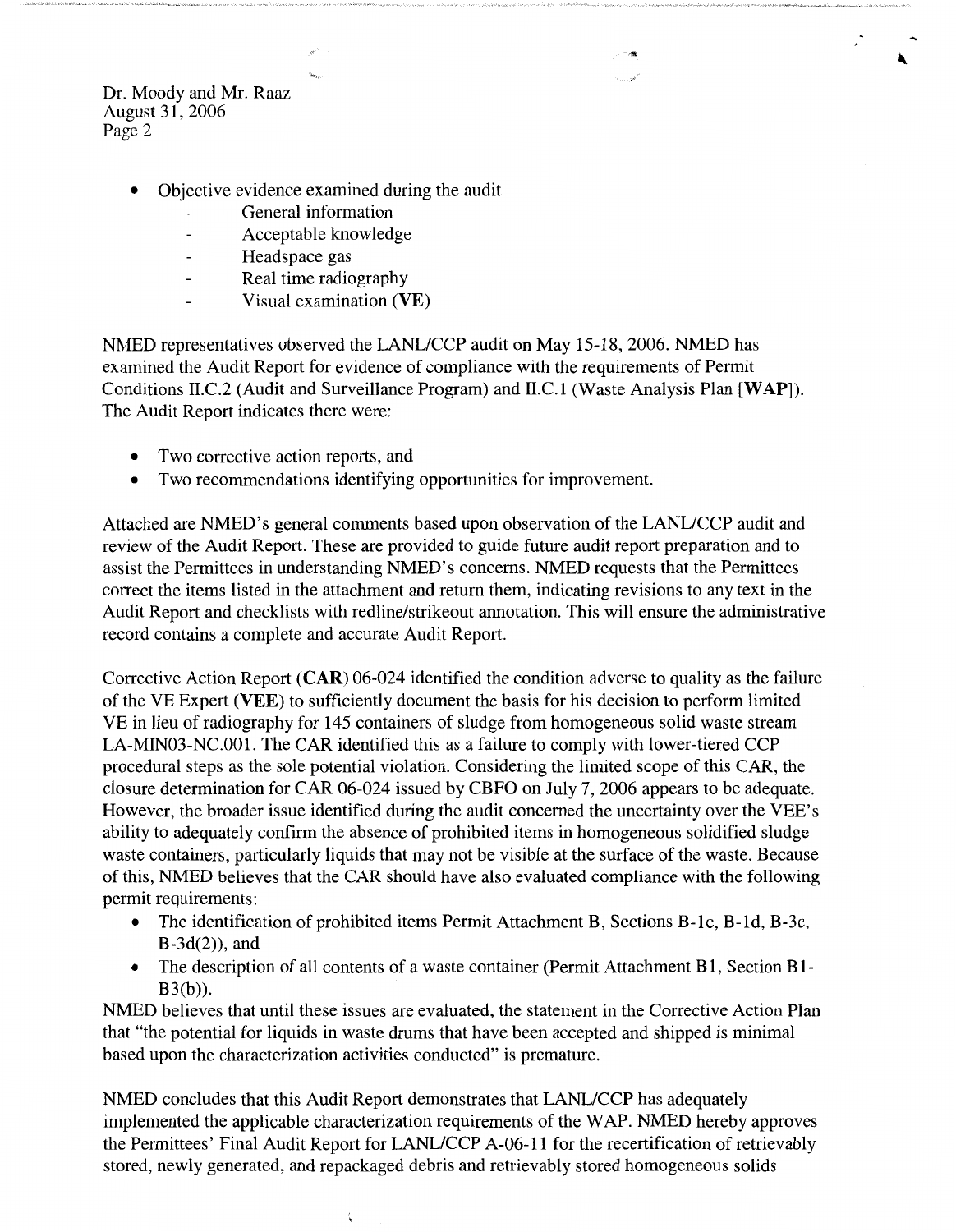- Objective evidence examined during the audit
  - General information
  - Acceptable knowledge
  - Headspace gas
  - Real time radiography
  - Visual examination (**VE**)

NMED representatives observed the LANL/CCP audit on May 15-18, 2006. NMED has examined the Audit Report for evidence of compliance with the requirements of Permit Conditions II.C.2 (Audit and Surveillance Program) and II.C.1 (Waste Analysis Plan [**WAP**]). The Audit Report indicates there were:

- Two corrective action reports, and
- Two recommendations identifying opportunities for improvement.

Attached are NMED's general comments based upon observation of the LANL/CCP audit and review of the Audit Report. These are provided to guide future audit report preparation and to assist the Permittees in understanding NMED's concerns. NMED requests that the Permittees correct the items listed in the attachment and return them, indicating revisions to any text in the Audit Report and checklists with redline/strikeout annotation. This will ensure the administrative record contains a complete and accurate Audit Report.

Corrective Action Report (**CAR**) 06-024 identified the condition adverse to quality as the failure of the VE Expert (**VEE**) to sufficiently document the basis for his decision to perform limited VE in lieu of radiography for 145 containers of sludge from homogeneous solid waste stream LA-MIN03-NC.001. The CAR identified this as a failure to comply with lower-tiered CCP procedural steps as the sole potential violation. Considering the limited scope of this CAR, the closure determination for CAR 06-024 issued by CBFO on July 7, 2006 appears to be adequate. However, the broader issue identified during the audit concerned the uncertainty over the VEE's ability to adequately confirm the absence of prohibited items in homogeneous solidified sludge waste containers, particularly liquids that may not be visible at the surface of the waste. Because of this, NMED believes that the CAR should have also evaluated compliance with the following permit requirements:

- The identification of prohibited items Permit Attachment B, Sections B-1c, B-1d, B-3c, B-3d(2)), and
- The description of all contents of a waste container (Permit Attachment B1, Section B1-B3(b)).

NMED believes that until these issues are evaluated, the statement in the Corrective Action Plan that "the potential for liquids in waste drums that have been accepted and shipped is minimal based upon the characterization activities conducted" is premature.

NMED concludes that this Audit Report demonstrates that LANL/CCP has adequately implemented the applicable characterization requirements of the WAP. NMED hereby approves the Permittees' Final Audit Report for LANL/CCP A-06-11 for the recertification of retrievably stored, newly generated, and repackaged debris and retrievably stored homogeneous solids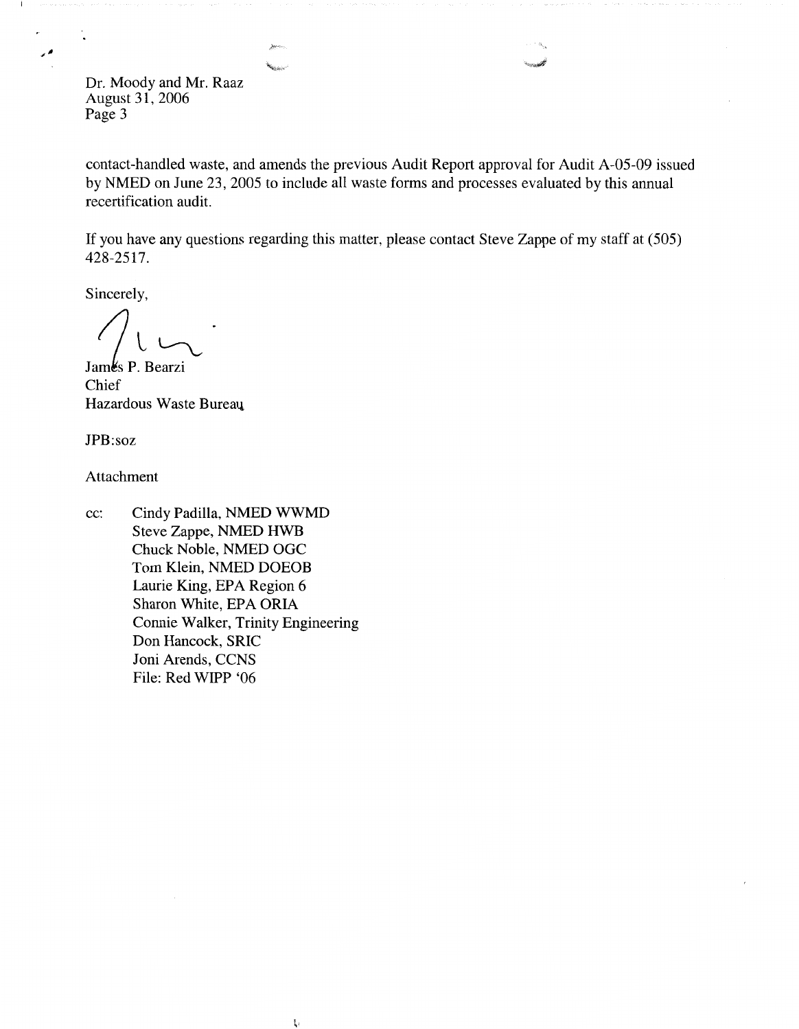contact-handled waste, and amends the previous Audit Report approval for Audit A-05-09 issued by NMED on June 23, 2005 to include all waste forms and processes evaluated by this annual recertification audit.

If you have any questions regarding this matter, please contact Steve Zappe of my staff at (505) 428-2517.

Sincerely,

James P. Bearzi
Chief
Hazardous Waste Bureau

JPB:soz

Attachment

cc: Cindy Padilla, NMED WWMD
Steve Zappe, NMED HWB
Chuck Noble, NMED OGC
Tom Klein, NMED DOEOB
Laurie King, EPA Region 6
Sharon White, EPA ORIA
Connie Walker, Trinity Engineering
Don Hancock, SRIC
Joni Arends, CCNS
File: Red WIPP '06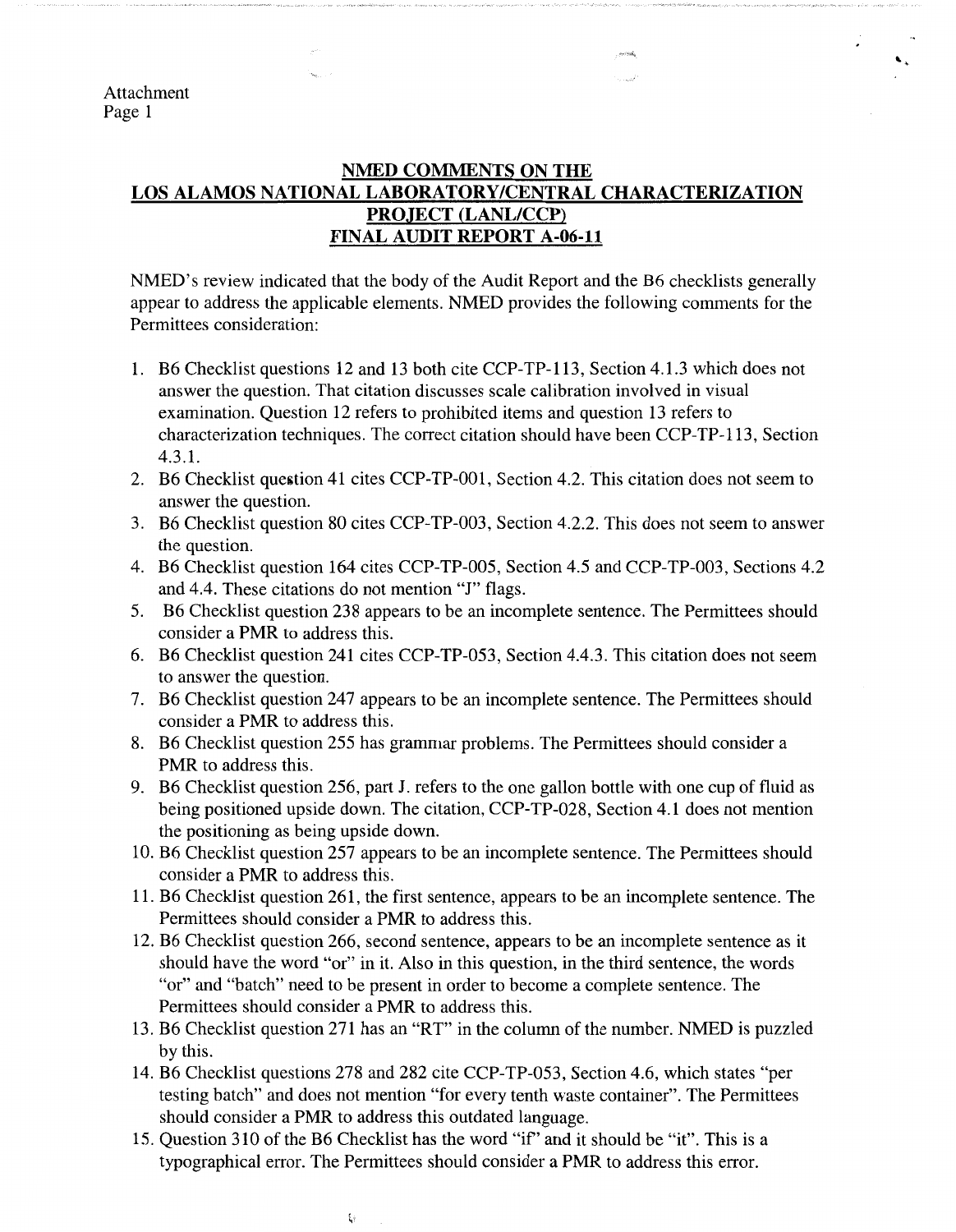Attachment
Page 1

## NMED COMMENTS ON THE LOS ALAMOS NATIONAL LABORATORY/CENTRAL CHARACTERIZATION PROJECT (LANL/CCP) FINAL AUDIT REPORT A-06-11

NMED's review indicated that the body of the Audit Report and the B6 checklists generally appear to address the applicable elements. NMED provides the following comments for the Permittees consideration:

1. B6 Checklist questions 12 and 13 both cite CCP-TP-113, Section 4.1.3 which does not answer the question. That citation discusses scale calibration involved in visual examination. Question 12 refers to prohibited items and question 13 refers to characterization techniques. The correct citation should have been CCP-TP-113, Section 4.3.1.
2. B6 Checklist question 41 cites CCP-TP-001, Section 4.2. This citation does not seem to answer the question.
3. B6 Checklist question 80 cites CCP-TP-003, Section 4.2.2. This does not seem to answer the question.
4. B6 Checklist question 164 cites CCP-TP-005, Section 4.5 and CCP-TP-003, Sections 4.2 and 4.4. These citations do not mention "J" flags.
5. B6 Checklist question 238 appears to be an incomplete sentence. The Permittees should consider a PMR to address this.
6. B6 Checklist question 241 cites CCP-TP-053, Section 4.4.3. This citation does not seem to answer the question.
7. B6 Checklist question 247 appears to be an incomplete sentence. The Permittees should consider a PMR to address this.
8. B6 Checklist question 255 has grammar problems. The Permittees should consider a PMR to address this.
9. B6 Checklist question 256, part J. refers to the one gallon bottle with one cup of fluid as being positioned upside down. The citation, CCP-TP-028, Section 4.1 does not mention the positioning as being upside down.
10. B6 Checklist question 257 appears to be an incomplete sentence. The Permittees should consider a PMR to address this.
11. B6 Checklist question 261, the first sentence, appears to be an incomplete sentence. The Permittees should consider a PMR to address this.
12. B6 Checklist question 266, second sentence, appears to be an incomplete sentence as it should have the word "or" in it. Also in this question, in the third sentence, the words "or" and "batch" need to be present in order to become a complete sentence. The Permittees should consider a PMR to address this.
13. B6 Checklist question 271 has an "RT" in the column of the number. NMED is puzzled by this.
14. B6 Checklist questions 278 and 282 cite CCP-TP-053, Section 4.6, which states "per testing batch" and does not mention "for every tenth waste container". The Permittees should consider a PMR to address this outdated language.
15. Question 310 of the B6 Checklist has the word "if" and it should be "it". This is a typographical error. The Permittees should consider a PMR to address this error.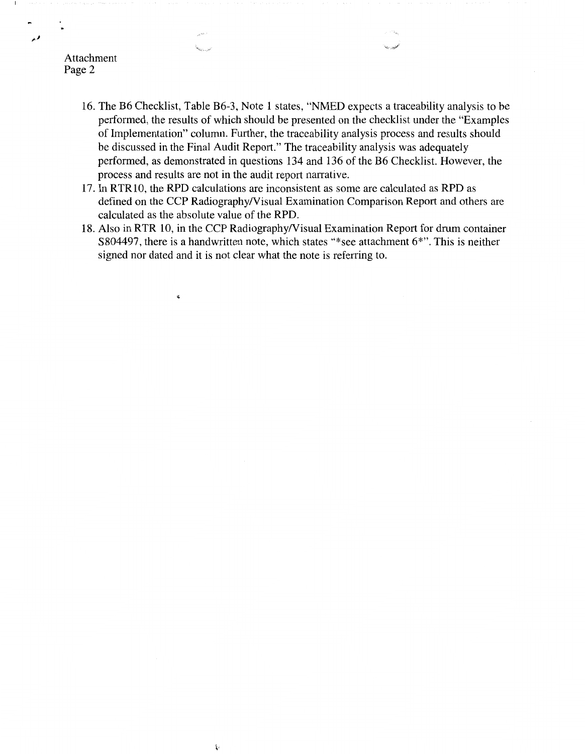Attachment
Page 2

16. The B6 Checklist, Table B6-3, Note 1 states, "NMED expects a traceability analysis to be performed, the results of which should be presented on the checklist under the "Examples of Implementation" column. Further, the traceability analysis process and results should be discussed in the Final Audit Report." The traceability analysis was adequately performed, as demonstrated in questions 134 and 136 of the B6 Checklist. However, the process and results are not in the audit report narrative.
17. In RTR10, the RPD calculations are inconsistent as some are calculated as RPD as defined on the CCP Radiography/Visual Examination Comparison Report and others are calculated as the absolute value of the RPD.
18. Also in RTR 10, in the CCP Radiography/Visual Examination Report for drum container S804497, there is a handwritten note, which states "*see attachment 6*". This is neither signed nor dated and it is not clear what the note is referring to.